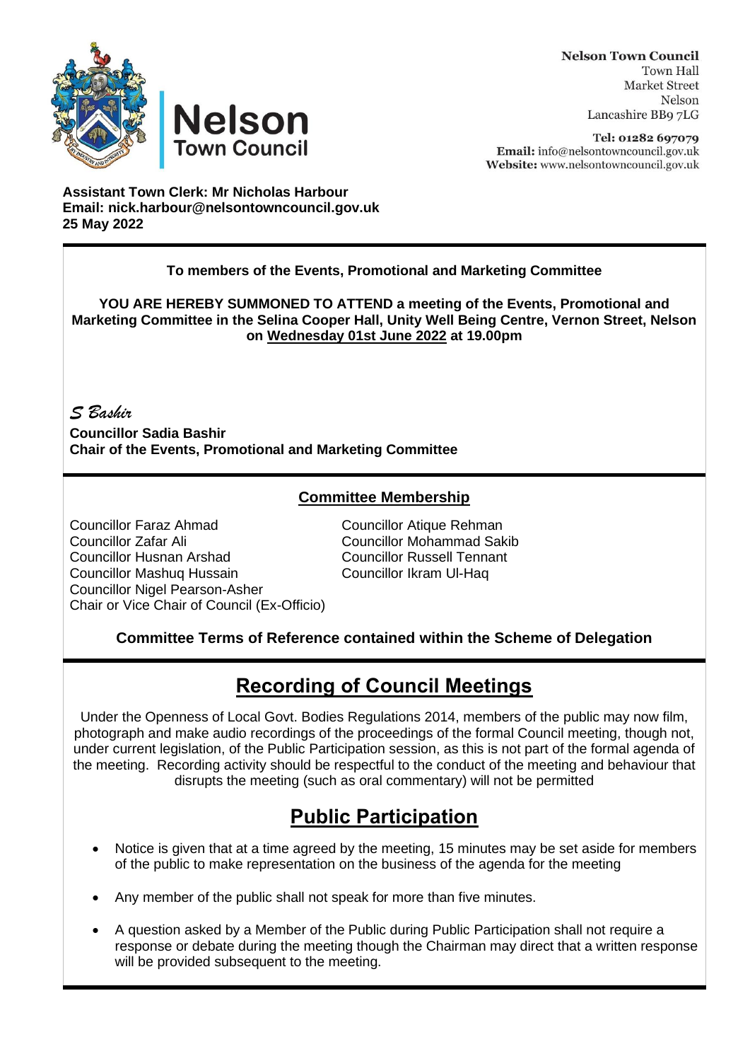**Nelson Town Council**
Town Hall
Market Street
Nelson
Lancashire BB9 7LG

**Tel:** 01282 697079
**Email:** info@nelsontowncouncil.gov.uk
**Website:** www.nelsontowncouncil.gov.uk

**Assistant Town Clerk: Mr Nicholas Harbour**
**Email: nick.harbour@nelsontowncouncil.gov.uk**
**25 May 2022**

**To members of the Events, Promotional and Marketing Committee**

**YOU ARE HEREBY SUMMONED TO ATTEND a meeting of the Events, Promotional and Marketing Committee in the Selina Cooper Hall, Unity Well Being Centre, Vernon Street, Nelson on <u>Wednesday 01st June 2022</u> at 19.00pm**

*S Bashir*

**Councillor Sadia Bashir**
**Chair of the Events, Promotional and Marketing Committee**

## Committee Membership

Councillor Faraz Ahmad
Councillor Zafar Ali
Councillor Husnan Arshad
Councillor Mashuq Hussain
Councillor Nigel Pearson-Asher
Chair or Vice Chair of Council (Ex-Officio)
Councillor Atique Rehman
Councillor Mohammad Sakib
Councillor Russell Tennant
Councillor Ikram Ul-Haq

**Committee Terms of Reference contained within the Scheme of Delegation**

# Recording of Council Meetings

Under the Openness of Local Govt. Bodies Regulations 2014, members of the public may now film, photograph and make audio recordings of the proceedings of the formal Council meeting, though not, under current legislation, of the Public Participation session, as this is not part of the formal agenda of the meeting. Recording activity should be respectful to the conduct of the meeting and behaviour that disrupts the meeting (such as oral commentary) will not be permitted

# Public Participation

- Notice is given that at a time agreed by the meeting, 15 minutes may be set aside for members of the public to make representation on the business of the agenda for the meeting
- Any member of the public shall not speak for more than five minutes.
- A question asked by a Member of the Public during Public Participation shall not require a response or debate during the meeting though the Chairman may direct that a written response will be provided subsequent to the meeting.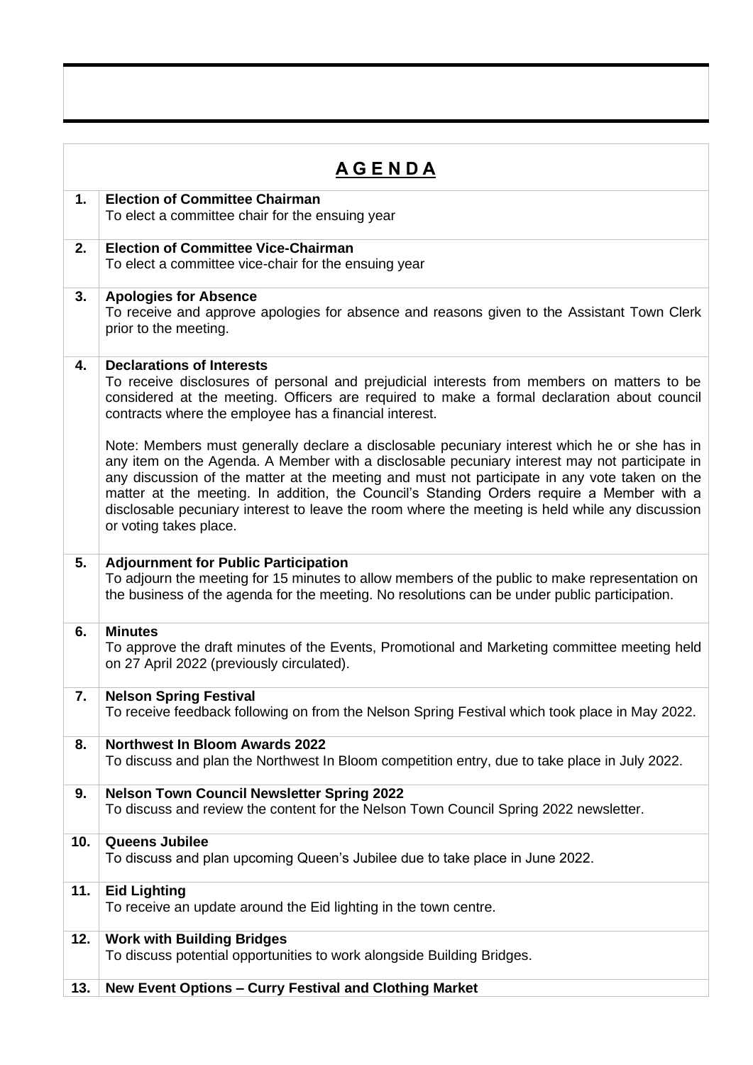## A G E N D A

| | |
|---|---|
| **1.** | **Election of Committee Chairman**<br>To elect a committee chair for the ensuing year |
| **2.** | **Election of Committee Vice-Chairman**<br>To elect a committee vice-chair for the ensuing year |
| **3.** | **Apologies for Absence**<br>To receive and approve apologies for absence and reasons given to the Assistant Town Clerk prior to the meeting. |
| **4.** | **Declarations of Interests**<br>To receive disclosures of personal and prejudicial interests from members on matters to be considered at the meeting. Officers are required to make a formal declaration about council contracts where the employee has a financial interest.<br><br>Note: Members must generally declare a disclosable pecuniary interest which he or she has in any item on the Agenda. A Member with a disclosable pecuniary interest may not participate in any discussion of the matter at the meeting and must not participate in any vote taken on the matter at the meeting. In addition, the Council's Standing Orders require a Member with a disclosable pecuniary interest to leave the room where the meeting is held while any discussion or voting takes place. |
| **5.** | **Adjournment for Public Participation**<br>To adjourn the meeting for 15 minutes to allow members of the public to make representation on the business of the agenda for the meeting. No resolutions can be under public participation. |
| **6.** | **Minutes**<br>To approve the draft minutes of the Events, Promotional and Marketing committee meeting held on 27 April 2022 (previously circulated). |
| **7.** | **Nelson Spring Festival**<br>To receive feedback following on from the Nelson Spring Festival which took place in May 2022. |
| **8.** | **Northwest In Bloom Awards 2022**<br>To discuss and plan the Northwest In Bloom competition entry, due to take place in July 2022. |
| **9.** | **Nelson Town Council Newsletter Spring 2022**<br>To discuss and review the content for the Nelson Town Council Spring 2022 newsletter. |
| **10.** | **Queens Jubilee**<br>To discuss and plan upcoming Queen's Jubilee due to take place in June 2022. |
| **11.** | **Eid Lighting**<br>To receive an update around the Eid lighting in the town centre. |
| **12.** | **Work with Building Bridges**<br>To discuss potential opportunities to work alongside Building Bridges. |
| **13.** | **New Event Options – Curry Festival and Clothing Market** |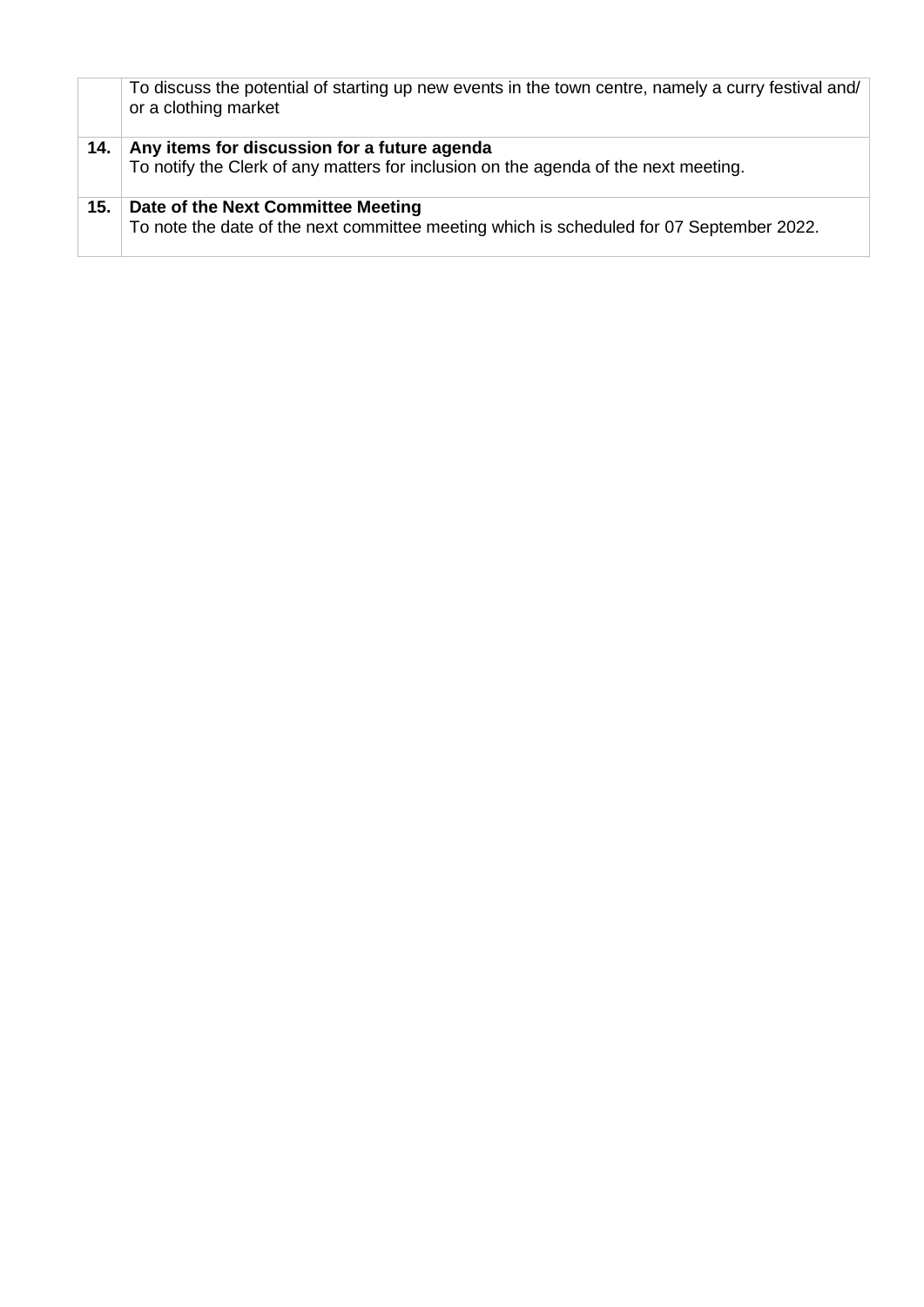| | |
|---|---|
| | To discuss the potential of starting up new events in the town centre, namely a curry festival and/ or a clothing market |
| **14.** | **Any items for discussion for a future agenda**<br>To notify the Clerk of any matters for inclusion on the agenda of the next meeting. |
| **15.** | **Date of the Next Committee Meeting**<br>To note the date of the next committee meeting which is scheduled for 07 September 2022. |